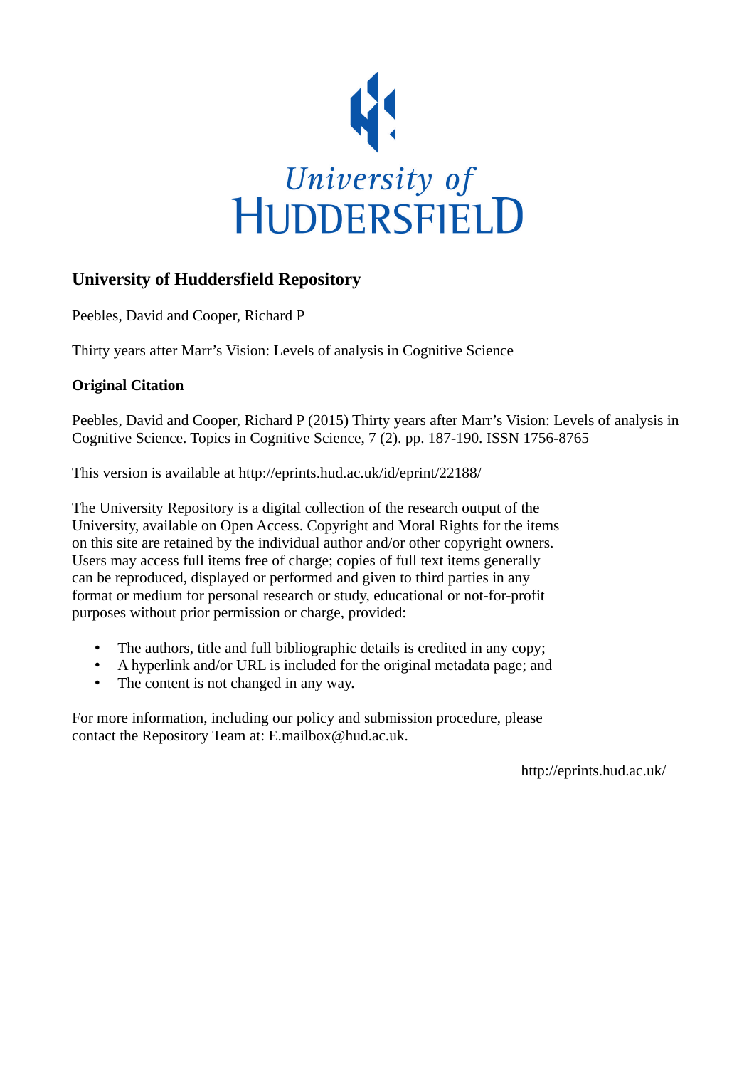University of
HUDDERSFIELD

## University of Huddersfield Repository

Peebles, David and Cooper, Richard P

Thirty years after Marr's Vision: Levels of analysis in Cognitive Science

### Original Citation

Peebles, David and Cooper, Richard P (2015) Thirty years after Marr's Vision: Levels of analysis in Cognitive Science. Topics in Cognitive Science, 7 (2). pp. 187-190. ISSN 1756-8765

This version is available at http://eprints.hud.ac.uk/id/eprint/22188/

The University Repository is a digital collection of the research output of the University, available on Open Access. Copyright and Moral Rights for the items on this site are retained by the individual author and/or other copyright owners. Users may access full items free of charge; copies of full text items generally can be reproduced, displayed or performed and given to third parties in any format or medium for personal research or study, educational or not-for-profit purposes without prior permission or charge, provided:

- The authors, title and full bibliographic details is credited in any copy;
- A hyperlink and/or URL is included for the original metadata page; and
- The content is not changed in any way.

For more information, including our policy and submission procedure, please contact the Repository Team at: E.mailbox@hud.ac.uk.

http://eprints.hud.ac.uk/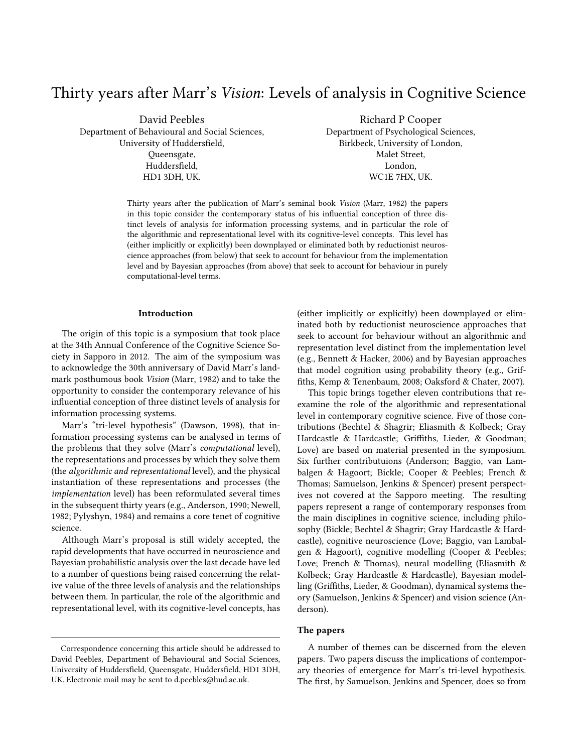# Thirty years after Marr's *Vision*: Levels of analysis in Cognitive Science

David Peebles
Department of Behavioural and Social Sciences,
University of Huddersfield,
Queensgate,
Huddersfield,
HD1 3DH, UK.

Richard P Cooper
Department of Psychological Sciences,
Birkbeck, University of London,
Malet Street,
London,
WC1E 7HX, UK.

Thirty years after the publication of Marr's seminal book *Vision* (Marr, 1982) the papers in this topic consider the contemporary status of his influential conception of three distinct levels of analysis for information processing systems, and in particular the role of the algorithmic and representational level with its cognitive-level concepts. This level has (either implicitly or explicitly) been downplayed or eliminated both by reductionist neuroscience approaches (from below) that seek to account for behaviour from the implementation level and by Bayesian approaches (from above) that seek to account for behaviour in purely computational-level terms.

## Introduction

The origin of this topic is a symposium that took place at the 34th Annual Conference of the Cognitive Science Society in Sapporo in 2012. The aim of the symposium was to acknowledge the 30th anniversary of David Marr's landmark posthumous book *Vision* (Marr, 1982) and to take the opportunity to consider the contemporary relevance of his influential conception of three distinct levels of analysis for information processing systems.

Marr's "tri-level hypothesis" (Dawson, 1998), that information processing systems can be analysed in terms of the problems that they solve (Marr's *computational* level), the representations and processes by which they solve them (the *algorithmic and representational* level), and the physical instantiation of these representations and processes (the *implementation* level) has been reformulated several times in the subsequent thirty years (e.g., Anderson, 1990; Newell, 1982; Pylyshyn, 1984) and remains a core tenet of cognitive science.

Although Marr's proposal is still widely accepted, the rapid developments that have occurred in neuroscience and Bayesian probabilistic analysis over the last decade have led to a number of questions being raised concerning the relative value of the three levels of analysis and the relationships between them. In particular, the role of the algorithmic and representational level, with its cognitive-level concepts, has (either implicitly or explicitly) been downplayed or eliminated both by reductionist neuroscience approaches that seek to account for behaviour without an algorithmic and representation level distinct from the implementation level (e.g., Bennett & Hacker, 2006) and by Bayesian approaches that model cognition using probability theory (e.g., Griffiths, Kemp & Tenenbaum, 2008; Oaksford & Chater, 2007).

This topic brings together eleven contributions that reexamine the role of the algorithmic and representational level in contemporary cognitive science. Five of those contributions (Bechtel & Shagrir; Eliasmith & Kolbeck; Gray Hardcastle & Hardcastle; Griffiths, Lieder, & Goodman; Love) are based on material presented in the symposium. Six further contributuions (Anderson; Baggio, van Lambalgen & Hagoort; Bickle; Cooper & Peebles; French & Thomas; Samuelson, Jenkins & Spencer) present perspectives not covered at the Sapporo meeting. The resulting papers represent a range of contemporary responses from the main disciplines in cognitive science, including philosophy (Bickle; Bechtel & Shagrir; Gray Hardcastle & Hardcastle), cognitive neuroscience (Love; Baggio, van Lambalgen & Hagoort), cognitive modelling (Cooper & Peebles; Love; French & Thomas), neural modelling (Eliasmith & Kolbeck; Gray Hardcastle & Hardcastle), Bayesian modelling (Griffiths, Lieder, & Goodman), dynamical systems theory (Samuelson, Jenkins & Spencer) and vision science (Anderson).

### The papers

A number of themes can be discerned from the eleven papers. Two papers discuss the implications of contemporary theories of emergence for Marr's tri-level hypothesis. The first, by Samuelson, Jenkins and Spencer, does so from

Correspondence concerning this article should be addressed to David Peebles, Department of Behavioural and Social Sciences, University of Huddersfield, Queensgate, Huddersfield, HD1 3DH, UK. Electronic mail may be sent to d.peebles@hud.ac.uk.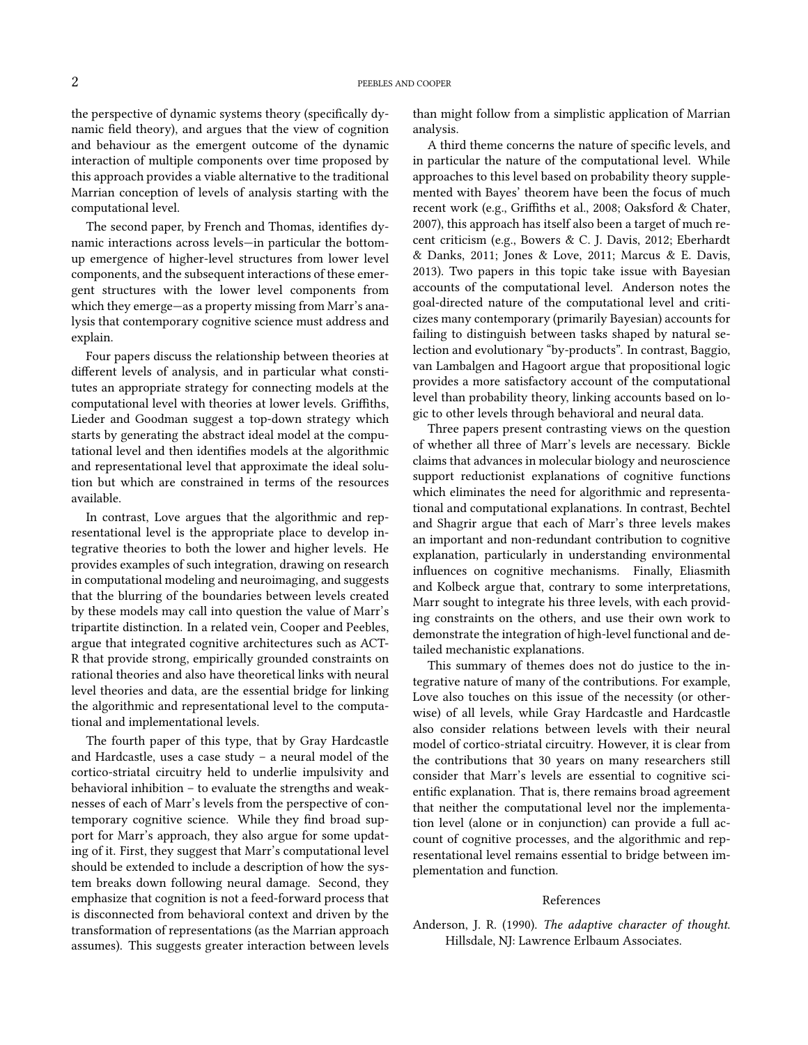the perspective of dynamic systems theory (specifically dynamic field theory), and argues that the view of cognition and behaviour as the emergent outcome of the dynamic interaction of multiple components over time proposed by this approach provides a viable alternative to the traditional Marrian conception of levels of analysis starting with the computational level.

The second paper, by French and Thomas, identifies dynamic interactions across levels—in particular the bottom-up emergence of higher-level structures from lower level components, and the subsequent interactions of these emergent structures with the lower level components from which they emerge—as a property missing from Marr's analysis that contemporary cognitive science must address and explain.

Four papers discuss the relationship between theories at different levels of analysis, and in particular what constitutes an appropriate strategy for connecting models at the computational level with theories at lower levels. Griffiths, Lieder and Goodman suggest a top-down strategy which starts by generating the abstract ideal model at the computational level and then identifies models at the algorithmic and representational level that approximate the ideal solution but which are constrained in terms of the resources available.

In contrast, Love argues that the algorithmic and representational level is the appropriate place to develop integrative theories to both the lower and higher levels. He provides examples of such integration, drawing on research in computational modeling and neuroimaging, and suggests that the blurring of the boundaries between levels created by these models may call into question the value of Marr's tripartite distinction. In a related vein, Cooper and Peebles, argue that integrated cognitive architectures such as ACT-R that provide strong, empirically grounded constraints on rational theories and also have theoretical links with neural level theories and data, are the essential bridge for linking the algorithmic and representational level to the computational and implementational levels.

The fourth paper of this type, that by Gray Hardcastle and Hardcastle, uses a case study – a neural model of the cortico-striatal circuitry held to underlie impulsivity and behavioral inhibition – to evaluate the strengths and weaknesses of each of Marr's levels from the perspective of contemporary cognitive science. While they find broad support for Marr's approach, they also argue for some updating of it. First, they suggest that Marr's computational level should be extended to include a description of how the system breaks down following neural damage. Second, they emphasize that cognition is not a feed-forward process that is disconnected from behavioral context and driven by the transformation of representations (as the Marrian approach assumes). This suggests greater interaction between levels than might follow from a simplistic application of Marrian analysis.

A third theme concerns the nature of specific levels, and in particular the nature of the computational level. While approaches to this level based on probability theory supplemented with Bayes' theorem have been the focus of much recent work (e.g., Griffiths et al., 2008; Oaksford & Chater, 2007), this approach has itself also been a target of much recent criticism (e.g., Bowers & C. J. Davis, 2012; Eberhardt & Danks, 2011; Jones & Love, 2011; Marcus & E. Davis, 2013). Two papers in this topic take issue with Bayesian accounts of the computational level. Anderson notes the goal-directed nature of the computational level and criticizes many contemporary (primarily Bayesian) accounts for failing to distinguish between tasks shaped by natural selection and evolutionary "by-products". In contrast, Baggio, van Lambalgen and Hagoort argue that propositional logic provides a more satisfactory account of the computational level than probability theory, linking accounts based on logic to other levels through behavioral and neural data.

Three papers present contrasting views on the question of whether all three of Marr's levels are necessary. Bickle claims that advances in molecular biology and neuroscience support reductionist explanations of cognitive functions which eliminates the need for algorithmic and representational and computational explanations. In contrast, Bechtel and Shagrir argue that each of Marr's three levels makes an important and non-redundant contribution to cognitive explanation, particularly in understanding environmental influences on cognitive mechanisms. Finally, Eliasmith and Kolbeck argue that, contrary to some interpretations, Marr sought to integrate his three levels, with each providing constraints on the others, and use their own work to demonstrate the integration of high-level functional and detailed mechanistic explanations.

This summary of themes does not do justice to the integrative nature of many of the contributions. For example, Love also touches on this issue of the necessity (or otherwise) of all levels, while Gray Hardcastle and Hardcastle also consider relations between levels with their neural model of cortico-striatal circuitry. However, it is clear from the contributions that 30 years on many researchers still consider that Marr's levels are essential to cognitive scientific explanation. That is, there remains broad agreement that neither the computational level nor the implementation level (alone or in conjunction) can provide a full account of cognitive processes, and the algorithmic and representational level remains essential to bridge between implementation and function.

## References

Anderson, J. R. (1990). *The adaptive character of thought.* Hillsdale, NJ: Lawrence Erlbaum Associates.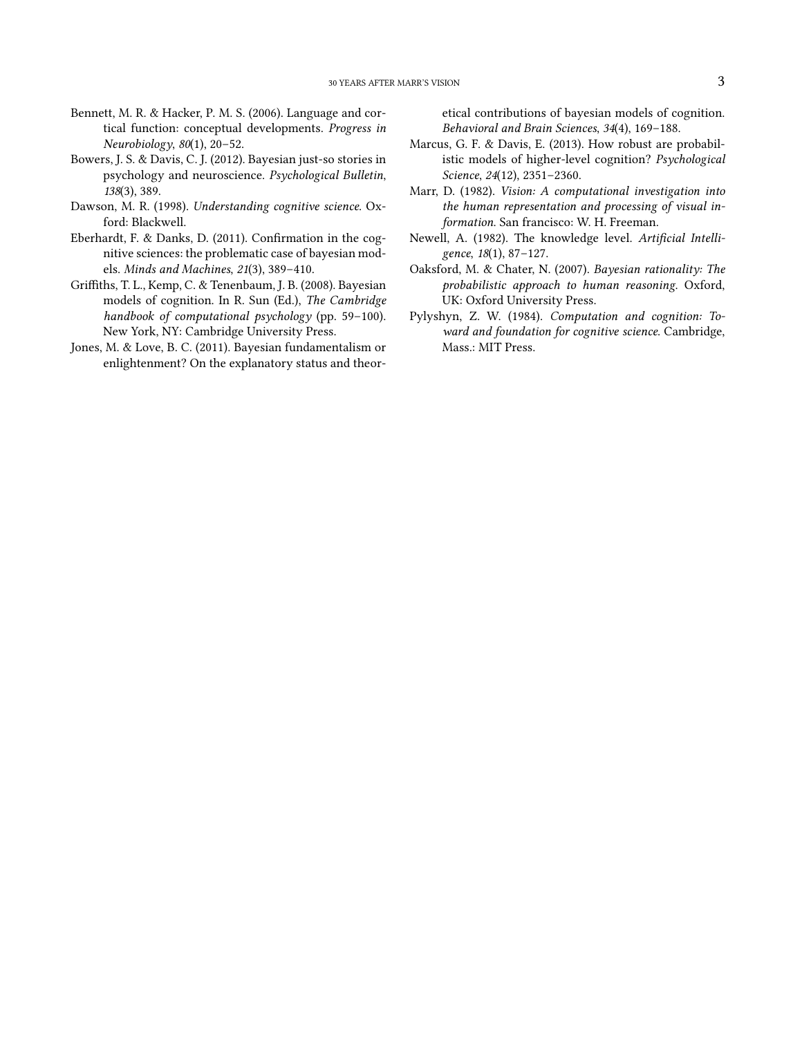Bennett, M. R. & Hacker, P. M. S. (2006). Language and cortical function: conceptual developments. *Progress in Neurobiology*, *80*(1), 20–52.

Bowers, J. S. & Davis, C. J. (2012). Bayesian just-so stories in psychology and neuroscience. *Psychological Bulletin*, *138*(3), 389.

Dawson, M. R. (1998). *Understanding cognitive science*. Oxford: Blackwell.

Eberhardt, F. & Danks, D. (2011). Confirmation in the cognitive sciences: the problematic case of bayesian models. *Minds and Machines*, *21*(3), 389–410.

Griffiths, T. L., Kemp, C. & Tenenbaum, J. B. (2008). Bayesian models of cognition. In R. Sun (Ed.), *The Cambridge handbook of computational psychology* (pp. 59–100). New York, NY: Cambridge University Press.

Jones, M. & Love, B. C. (2011). Bayesian fundamentalism or enlightenment? On the explanatory status and theoretical contributions of bayesian models of cognition. *Behavioral and Brain Sciences*, *34*(4), 169–188.

Marcus, G. F. & Davis, E. (2013). How robust are probabilistic models of higher-level cognition? *Psychological Science*, *24*(12), 2351–2360.

Marr, D. (1982). *Vision: A computational investigation into the human representation and processing of visual information*. San francisco: W. H. Freeman.

Newell, A. (1982). The knowledge level. *Artificial Intelligence*, *18*(1), 87–127.

Oaksford, M. & Chater, N. (2007). *Bayesian rationality: The probabilistic approach to human reasoning*. Oxford, UK: Oxford University Press.

Pylyshyn, Z. W. (1984). *Computation and cognition: Toward and foundation for cognitive science*. Cambridge, Mass.: MIT Press.